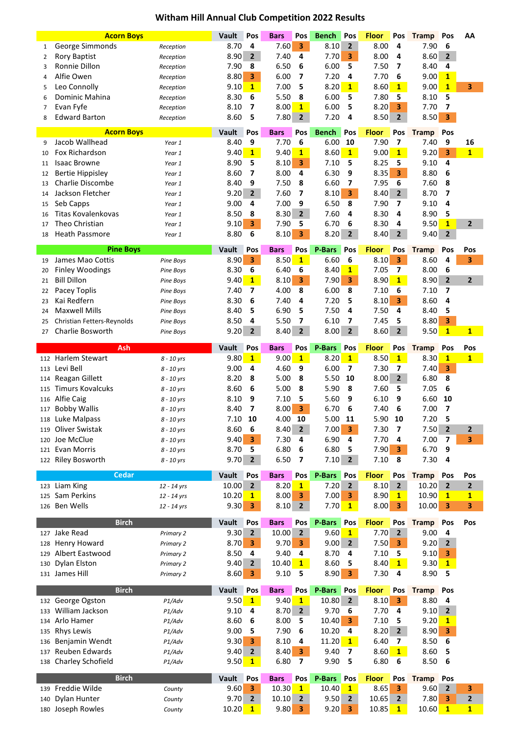# Witham Hill Annual Club Competition 2022 Results

| | Acorn Boys | | Vault | Pos | Bars | Pos | Bench | Pos | Floor | Pos | Tramp | Pos | AA |
|---|---|---|---|---|---|---|---|---|---|---|---|---|---|
| 1 | George Simmonds | Reception | 8.70 | 4 | 7.60 | 3 | 8.10 | 2 | 8.00 | 4 | 7.90 | 6 | |
| 2 | Rory Baptist | Reception | 8.90 | 2 | 7.40 | 4 | 7.70 | 3 | 8.00 | 4 | 8.60 | 2 | |
| 3 | Ronnie Dillon | Reception | 7.90 | 8 | 6.50 | 6 | 6.00 | 5 | 7.50 | 7 | 8.40 | 4 | |
| 4 | Alfie Owen | Reception | 8.80 | 3 | 6.00 | 7 | 7.20 | 4 | 7.70 | 6 | 9.00 | 1 | |
| 5 | Leo Connolly | Reception | 9.10 | 1 | 7.00 | 5 | 8.20 | 1 | 8.60 | 1 | 9.00 | 1 | 3 |
| 6 | Dominic Mahina | Reception | 8.30 | 6 | 5.50 | 8 | 6.00 | 5 | 7.80 | 5 | 8.10 | 5 | |
| 7 | Evan Fyfe | Reception | 8.10 | 7 | 8.00 | 1 | 6.00 | 5 | 8.20 | 3 | 7.70 | 7 | |
| 8 | Edward Barton | Reception | 8.60 | 5 | 7.80 | 2 | 7.20 | 4 | 8.50 | 2 | 8.50 | 3 | |

| | Acorn Boys | | Vault | Pos | Bars | Pos | Bench | Pos | Floor | Pos | Tramp | Pos | |
|---|---|---|---|---|---|---|---|---|---|---|---|---|---|
| 9 | Jacob Wallhead | Year 1 | 8.40 | 9 | 7.70 | 6 | 6.00 | 10 | 7.90 | 7 | 7.40 | 9 | 16 |
| 10 | Fox Richardson | Year 1 | 9.40 | 1 | 9.40 | 1 | 8.60 | 1 | 9.00 | 1 | 9.20 | 3 | 1 |
| 11 | Isaac Browne | Year 1 | 8.90 | 5 | 8.10 | 3 | 7.10 | 5 | 8.25 | 5 | 9.10 | 4 | |
| 12 | Bertie Hippisley | Year 1 | 8.60 | 7 | 8.00 | 4 | 6.30 | 9 | 8.35 | 3 | 8.80 | 6 | |
| 13 | Charlie Discombe | Year 1 | 8.40 | 9 | 7.50 | 8 | 6.60 | 7 | 7.95 | 6 | 7.60 | 8 | |
| 14 | Jackson Fletcher | Year 1 | 9.20 | 2 | 7.60 | 7 | 8.10 | 3 | 8.40 | 2 | 8.70 | 7 | |
| 15 | Seb Capps | Year 1 | 9.00 | 4 | 7.00 | 9 | 6.50 | 8 | 7.90 | 7 | 9.10 | 4 | |
| 16 | Titas Kovalenkovas | Year 1 | 8.50 | 8 | 8.30 | 2 | 7.60 | 4 | 8.30 | 4 | 8.90 | 5 | |
| 17 | Theo Christian | Year 1 | 9.10 | 3 | 7.90 | 5 | 6.70 | 6 | 8.30 | 4 | 9.50 | 1 | 2 |
| 18 | Heath Passmore | Year 1 | 8.80 | 6 | 8.10 | 3 | 8.20 | 2 | 8.40 | 2 | 9.40 | 2 | |

| | Pine Boys | | Vault | Pos | Bars | Pos | P-Bars | Pos | Floor | Pos | Tramp | Pos | Pos |
|---|---|---|---|---|---|---|---|---|---|---|---|---|---|
| 19 | James Mao Cottis | Pine Boys | 8.90 | 3 | 8.50 | 1 | 6.60 | 6 | 8.10 | 3 | 8.60 | 4 | 3 |
| 20 | Finley Woodings | Pine Boys | 8.30 | 6 | 6.40 | 6 | 8.40 | 1 | 7.05 | 7 | 8.00 | 6 | |
| 21 | Bill Dillon | Pine Boys | 9.40 | 1 | 8.10 | 3 | 7.90 | 3 | 8.90 | 1 | 8.90 | 2 | 2 |
| 22 | Pacey Toplis | Pine Boys | 7.40 | 7 | 4.00 | 8 | 6.00 | 8 | 7.10 | 6 | 7.10 | 7 | |
| 23 | Kai Redfern | Pine Boys | 8.30 | 6 | 7.40 | 4 | 7.20 | 5 | 8.10 | 3 | 8.60 | 4 | |
| 24 | Maxwell Mills | Pine Boys | 8.40 | 5 | 6.90 | 5 | 7.50 | 4 | 7.50 | 4 | 8.40 | 5 | |
| 25 | Christian Fetters-Reynolds | Pine Boys | 8.50 | 4 | 5.50 | 7 | 6.10 | 7 | 7.45 | 5 | 8.80 | 3 | |
| 27 | Charlie Bosworth | Pine Boys | 9.20 | 2 | 8.40 | 2 | 8.00 | 2 | 8.60 | 2 | 9.50 | 1 | 1 |

| | Ash | | Vault | Pos | Bars | Pos | P-Bars | Pos | Floor | Pos | Tramp | Pos | Pos |
|---|---|---|---|---|---|---|---|---|---|---|---|---|---|
| 112 | Harlem Stewart | 8 - 10 yrs | 9.80 | 1 | 9.00 | 1 | 8.20 | 1 | 8.50 | 1 | 8.30 | 1 | 1 |
| 113 | Levi Bell | 8 - 10 yrs | 9.00 | 4 | 4.60 | 9 | 6.00 | 7 | 7.30 | 7 | 7.40 | 3 | |
| 114 | Reagan Gillett | 8 - 10 yrs | 8.20 | 8 | 5.00 | 8 | 5.50 | 10 | 8.00 | 2 | 6.80 | 8 | |
| 115 | Timurs Kovalcuks | 8 - 10 yrs | 8.60 | 6 | 5.00 | 8 | 5.90 | 8 | 7.60 | 5 | 7.05 | 6 | |
| 116 | Alfie Caig | 8 - 10 yrs | 8.10 | 9 | 7.10 | 5 | 5.60 | 9 | 6.10 | 9 | 6.60 | 10 | |
| 117 | Bobby Wallis | 8 - 10 yrs | 8.40 | 7 | 8.00 | 3 | 6.70 | 6 | 7.40 | 6 | 7.00 | 7 | |
| 118 | Luke Malpass | 8 - 10 yrs | 7.10 | 10 | 4.00 | 10 | 5.00 | 11 | 5.90 | 10 | 7.20 | 5 | |
| 119 | Oliver Swistak | 8 - 10 yrs | 8.60 | 6 | 8.40 | 2 | 7.00 | 3 | 7.30 | 7 | 7.50 | 2 | 2 |
| 120 | Joe McClue | 8 - 10 yrs | 9.40 | 3 | 7.30 | 4 | 6.90 | 4 | 7.70 | 4 | 7.00 | 7 | 3 |
| 121 | Evan Morris | 8 - 10 yrs | 8.70 | 5 | 6.80 | 6 | 6.80 | 5 | 7.90 | 3 | 6.70 | 9 | |
| 122 | Riley Bosworth | 8 - 10 yrs | 9.70 | 2 | 6.50 | 7 | 7.10 | 2 | 7.10 | 8 | 7.30 | 4 | |

| | Cedar | | Vault | Pos | Bars | Pos | P-Bars | Pos | Floor | Pos | Tramp | Pos | Pos |
|---|---|---|---|---|---|---|---|---|---|---|---|---|---|
| 123 | Liam King | 12 - 14 yrs | 10.00 | 2 | 8.20 | 1 | 7.20 | 2 | 8.10 | 2 | 10.20 | 2 | 2 |
| 125 | Sam Perkins | 12 - 14 yrs | 10.20 | 1 | 8.00 | 3 | 7.00 | 3 | 8.90 | 1 | 10.90 | 1 | 1 |
| 126 | Ben Wells | 12 - 14 yrs | 9.30 | 3 | 8.10 | 2 | 7.70 | 1 | 8.00 | 3 | 10.00 | 3 | 3 |

| | Birch | | Vault | Pos | Bars | Pos | P-Bars | Pos | Floor | Pos | Tramp | Pos | Pos |
|---|---|---|---|---|---|---|---|---|---|---|---|---|---|
| 127 | Jake Read | Primary 2 | 9.30 | 2 | 10.00 | 2 | 9.60 | 1 | 7.70 | 2 | 9.00 | 4 | |
| 128 | Henry Howard | Primary 2 | 8.70 | 3 | 9.70 | 3 | 9.00 | 2 | 7.50 | 3 | 9.20 | 2 | |
| 129 | Albert Eastwood | Primary 2 | 8.50 | 4 | 9.40 | 4 | 8.70 | 4 | 7.10 | 5 | 9.10 | 3 | |
| 130 | Dylan Elston | Primary 2 | 9.40 | 2 | 10.40 | 1 | 8.60 | 5 | 8.40 | 1 | 9.30 | 1 | |
| 131 | James Hill | Primary 2 | 8.60 | 3 | 9.10 | 5 | 8.90 | 3 | 7.30 | 4 | 8.90 | 5 | |

| | Birch | | Vault | Pos | Bars | Pos | P-Bars | Pos | Floor | Pos | Tramp | Pos | |
|---|---|---|---|---|---|---|---|---|---|---|---|---|---|
| 132 | George Ogston | P1/Adv | 9.50 | 1 | 9.40 | 1 | 10.80 | 2 | 8.10 | 3 | 8.80 | 4 | |
| 133 | William Jackson | P1/Adv | 9.10 | 4 | 8.70 | 2 | 9.70 | 6 | 7.70 | 4 | 9.10 | 2 | |
| 134 | Arlo Hamer | P1/Adv | 8.60 | 6 | 8.00 | 5 | 10.40 | 3 | 7.10 | 5 | 9.20 | 1 | |
| 135 | Rhys Lewis | P1/Adv | 9.00 | 5 | 7.90 | 6 | 10.20 | 4 | 8.20 | 2 | 8.90 | 3 | |
| 136 | Benjamin Wendt | P1/Adv | 9.30 | 3 | 8.10 | 4 | 11.20 | 1 | 6.40 | 7 | 8.50 | 6 | |
| 137 | Reuben Edwards | P1/Adv | 9.40 | 2 | 8.40 | 3 | 9.40 | 7 | 8.60 | 1 | 8.60 | 5 | |
| 138 | Charley Schofield | P1/Adv | 9.50 | 1 | 6.80 | 7 | 9.90 | 5 | 6.80 | 6 | 8.50 | 6 | |

| | Birch | | Vault | Pos | Bars | Pos | P-Bars | Pos | Floor | Pos | Tramp | Pos | |
|---|---|---|---|---|---|---|---|---|---|---|---|---|---|
| 139 | Freddie Wilde | County | 9.60 | 3 | 10.30 | 1 | 10.40 | 1 | 8.65 | 3 | 9.60 | 2 | 3 |
| 140 | Dylan Hunter | County | 9.70 | 2 | 10.10 | 2 | 9.50 | 2 | 10.65 | 2 | 7.80 | 3 | 2 |
| 180 | Joseph Rowles | County | 10.20 | 1 | 9.80 | 3 | 9.20 | 3 | 10.85 | 1 | 10.60 | 1 | 1 |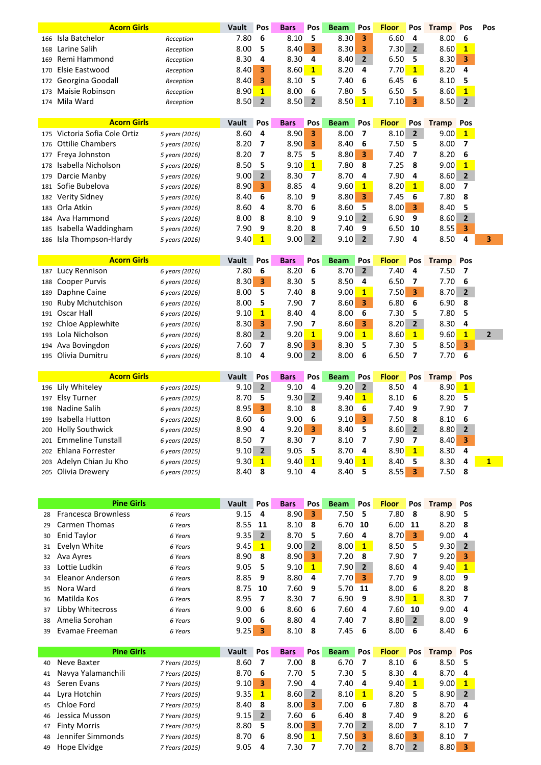| | Acorn Girls | | Vault | Pos | Bars | Pos | Beam | Pos | Floor | Pos | Tramp | Pos | Pos |
|---|---|---|---|---|---|---|---|---|---|---|---|---|---|
| 166 | Isla Batchelor | Reception | 7.80 | 6 | 8.10 | 5 | 8.30 | 3 | 6.60 | 4 | 8.00 | 6 | |
| 168 | Larine Salih | Reception | 8.00 | 5 | 8.40 | 3 | 8.30 | 3 | 7.30 | 2 | 8.60 | 1 | |
| 169 | Remi Hammond | Reception | 8.30 | 4 | 8.30 | 4 | 8.40 | 2 | 6.50 | 5 | 8.30 | 3 | |
| 170 | Elsie Eastwood | Reception | 8.40 | 3 | 8.60 | 1 | 8.20 | 4 | 7.70 | 1 | 8.20 | 4 | |
| 172 | Georgina Goodall | Reception | 8.40 | 3 | 8.10 | 5 | 7.40 | 6 | 6.45 | 6 | 8.10 | 5 | |
| 173 | Maisie Robinson | Reception | 8.90 | 1 | 8.00 | 6 | 7.80 | 5 | 6.50 | 5 | 8.60 | 1 | |
| 174 | Mila Ward | Reception | 8.50 | 2 | 8.50 | 2 | 8.50 | 1 | 7.10 | 3 | 8.50 | 2 | |

| | Acorn Girls | | Vault | Pos | Bars | Pos | Beam | Pos | Floor | Pos | Tramp | Pos | Pos |
|---|---|---|---|---|---|---|---|---|---|---|---|---|---|
| 175 | Victoria Sofia Cole Ortiz | 5 years (2016) | 8.60 | 4 | 8.90 | 3 | 8.00 | 7 | 8.10 | 2 | 9.00 | 1 | |
| 176 | Ottilie Chambers | 5 years (2016) | 8.20 | 7 | 8.90 | 3 | 8.40 | 6 | 7.50 | 5 | 8.00 | 7 | |
| 177 | Freya Johnston | 5 years (2016) | 8.20 | 7 | 8.75 | 5 | 8.80 | 3 | 7.40 | 7 | 8.20 | 6 | |
| 178 | Isabella Nicholson | 5 years (2016) | 8.50 | 5 | 9.10 | 1 | 7.80 | 8 | 7.25 | 8 | 9.00 | 1 | |
| 179 | Darcie Manby | 5 years (2016) | 9.00 | 2 | 8.30 | 7 | 8.70 | 4 | 7.90 | 4 | 8.60 | 2 | |
| 181 | Sofie Bubelova | 5 years (2016) | 8.90 | 3 | 8.85 | 4 | 9.60 | 1 | 8.20 | 1 | 8.00 | 7 | |
| 182 | Verity Sidney | 5 years (2016) | 8.40 | 6 | 8.10 | 9 | 8.80 | 3 | 7.45 | 6 | 7.80 | 8 | |
| 183 | Orla Atkin | 5 years (2016) | 8.60 | 4 | 8.70 | 6 | 8.60 | 5 | 8.00 | 3 | 8.40 | 5 | |
| 184 | Ava Hammond | 5 years (2016) | 8.00 | 8 | 8.10 | 9 | 9.10 | 2 | 6.90 | 9 | 8.60 | 2 | |
| 185 | Isabella Waddingham | 5 years (2016) | 7.90 | 9 | 8.20 | 8 | 7.40 | 9 | 6.50 | 10 | 8.55 | 3 | |
| 186 | Isla Thompson-Hardy | 5 years (2016) | 9.40 | 1 | 9.00 | 2 | 9.10 | 2 | 7.90 | 4 | 8.50 | 4 | 3 |

| | Acorn Girls | | Vault | Pos | Bars | Pos | Beam | Pos | Floor | Pos | Tramp | Pos | Pos |
|---|---|---|---|---|---|---|---|---|---|---|---|---|---|
| 187 | Lucy Rennison | 6 years (2016) | 7.80 | 6 | 8.20 | 6 | 8.70 | 2 | 7.40 | 4 | 7.50 | 7 | |
| 188 | Cooper Purvis | 6 years (2016) | 8.30 | 3 | 8.30 | 5 | 8.50 | 4 | 6.50 | 7 | 7.70 | 6 | |
| 189 | Daphne Caine | 6 years (2016) | 8.00 | 5 | 7.40 | 8 | 9.00 | 1 | 7.50 | 3 | 8.70 | 2 | |
| 190 | Ruby Mchutchison | 6 years (2016) | 8.00 | 5 | 7.90 | 7 | 8.60 | 3 | 6.80 | 6 | 6.90 | 8 | |
| 191 | Oscar Hall | 6 years (2016) | 9.10 | 1 | 8.40 | 4 | 8.00 | 6 | 7.30 | 5 | 7.80 | 5 | |
| 192 | Chloe Applewhite | 6 years (2016) | 8.30 | 3 | 7.90 | 7 | 8.60 | 3 | 8.20 | 2 | 8.30 | 4 | |
| 193 | Lola Nicholson | 6 years (2016) | 8.80 | 2 | 9.20 | 1 | 9.00 | 1 | 8.60 | 1 | 9.60 | 1 | 2 |
| 194 | Ava Bovingdon | 6 years (2016) | 7.60 | 7 | 8.90 | 3 | 8.30 | 5 | 7.30 | 5 | 8.50 | 3 | |
| 195 | Olivia Dumitru | 6 years (2016) | 8.10 | 4 | 9.00 | 2 | 8.00 | 6 | 6.50 | 7 | 7.70 | 6 | |

| | Acorn Girls | | Vault | Pos | Bars | Pos | Beam | Pos | Floor | Pos | Tramp | Pos | Pos |
|---|---|---|---|---|---|---|---|---|---|---|---|---|---|
| 196 | Lily Whiteley | 6 years (2015) | 9.10 | 2 | 9.10 | 4 | 9.20 | 2 | 8.50 | 4 | 8.90 | 1 | |
| 197 | Elsy Turner | 6 years (2015) | 8.70 | 5 | 9.30 | 2 | 9.40 | 1 | 8.10 | 6 | 8.20 | 5 | |
| 198 | Nadine Salih | 6 years (2015) | 8.95 | 3 | 8.10 | 8 | 8.30 | 6 | 7.40 | 9 | 7.90 | 7 | |
| 199 | Isabella Hutton | 6 years (2015) | 8.60 | 6 | 9.00 | 6 | 9.10 | 3 | 7.50 | 8 | 8.10 | 6 | |
| 200 | Holly Southwick | 6 years (2015) | 8.90 | 4 | 9.20 | 3 | 8.40 | 5 | 8.60 | 2 | 8.80 | 2 | |
| 201 | Emmeline Tunstall | 6 years (2015) | 8.50 | 7 | 8.30 | 7 | 8.10 | 7 | 7.90 | 7 | 8.40 | 3 | |
| 202 | Ehlana Forrester | 6 years (2015) | 9.10 | 2 | 9.05 | 5 | 8.70 | 4 | 8.90 | 1 | 8.30 | 4 | |
| 203 | Adelyn Chian Ju Kho | 6 years (2015) | 9.30 | 1 | 9.40 | 1 | 9.40 | 1 | 8.40 | 5 | 8.30 | 4 | 1 |
| 205 | Olivia Drewery | 6 years (2015) | 8.40 | 8 | 9.10 | 4 | 8.40 | 5 | 8.55 | 3 | 7.50 | 8 | |

| | Pine Girls | | Vault | Pos | Bars | Pos | Beam | Pos | Floor | Pos | Tramp | Pos |
|---|---|---|---|---|---|---|---|---|---|---|---|---|
| 28 | Francesca Brownless | 6 Years | 9.15 | 4 | 8.90 | 3 | 7.50 | 5 | 7.80 | 8 | 8.90 | 5 |
| 29 | Carmen Thomas | 6 Years | 8.55 | 11 | 8.10 | 8 | 6.70 | 10 | 6.00 | 11 | 8.20 | 8 |
| 30 | Enid Taylor | 6 Years | 9.35 | 2 | 8.70 | 5 | 7.60 | 4 | 8.70 | 3 | 9.00 | 4 |
| 31 | Evelyn White | 6 Years | 9.45 | 1 | 9.00 | 2 | 8.00 | 1 | 8.50 | 5 | 9.30 | 2 |
| 32 | Ava Ayres | 6 Years | 8.90 | 8 | 8.90 | 3 | 7.20 | 8 | 7.90 | 7 | 9.20 | 3 |
| 33 | Lottie Ludkin | 6 Years | 9.05 | 5 | 9.10 | 1 | 7.90 | 2 | 8.60 | 4 | 9.40 | 1 |
| 34 | Eleanor Anderson | 6 Years | 8.85 | 9 | 8.80 | 4 | 7.70 | 3 | 7.70 | 9 | 8.00 | 9 |
| 35 | Nora Ward | 6 Years | 8.75 | 10 | 7.60 | 9 | 5.70 | 11 | 8.00 | 6 | 8.20 | 8 |
| 36 | Matilda Kos | 6 Years | 8.95 | 7 | 8.30 | 7 | 6.90 | 9 | 8.90 | 1 | 8.30 | 7 |
| 37 | Libby Whitecross | 6 Years | 9.00 | 6 | 8.60 | 6 | 7.60 | 4 | 7.60 | 10 | 9.00 | 4 |
| 38 | Amelia Sorohan | 6 Years | 9.00 | 6 | 8.80 | 4 | 7.40 | 7 | 8.80 | 2 | 8.00 | 9 |
| 39 | Evamae Freeman | 6 Years | 9.25 | 3 | 8.10 | 8 | 7.45 | 6 | 8.00 | 6 | 8.40 | 6 |

| | Pine Girls | | Vault | Pos | Bars | Pos | Beam | Pos | Floor | Pos | Tramp | Pos |
|---|---|---|---|---|---|---|---|---|---|---|---|---|
| 40 | Neve Baxter | 7 Years (2015) | 8.60 | 7 | 7.00 | 8 | 6.70 | 7 | 8.10 | 6 | 8.50 | 5 |
| 41 | Navya Yalamanchili | 7 Years (2015) | 8.70 | 6 | 7.70 | 5 | 7.30 | 5 | 8.30 | 4 | 8.70 | 4 |
| 43 | Seren Evans | 7 Years (2015) | 9.10 | 3 | 7.90 | 4 | 7.40 | 4 | 9.40 | 1 | 9.00 | 1 |
| 44 | Lyra Hotchin | 7 Years (2015) | 9.35 | 1 | 8.60 | 2 | 8.10 | 1 | 8.20 | 5 | 8.90 | 2 |
| 45 | Chloe Ford | 7 Years (2015) | 8.40 | 8 | 8.00 | 3 | 7.00 | 6 | 7.80 | 8 | 8.70 | 4 |
| 46 | Jessica Musson | 7 Years (2015) | 9.15 | 2 | 7.60 | 6 | 6.40 | 8 | 7.40 | 9 | 8.20 | 6 |
| 47 | Finty Morris | 7 Years (2015) | 8.80 | 5 | 8.00 | 3 | 7.70 | 2 | 8.00 | 7 | 8.10 | 7 |
| 48 | Jennifer Simmonds | 7 Years (2015) | 8.70 | 6 | 8.90 | 1 | 7.50 | 3 | 8.60 | 3 | 8.10 | 7 |
| 49 | Hope Elvidge | 7 Years (2015) | 9.05 | 4 | 7.30 | 7 | 7.70 | 2 | 8.70 | 2 | 8.80 | 3 |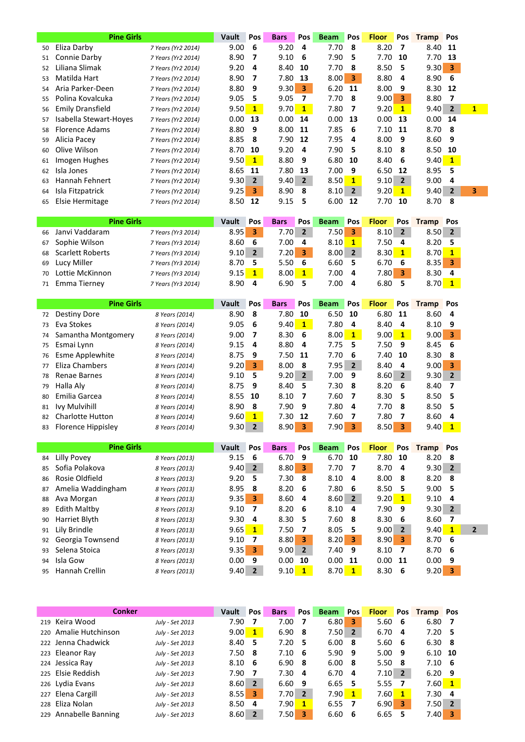| | Pine Girls | | Vault | Pos | Bars | Pos | Beam | Pos | Floor | Pos | Tramp | Pos | |
|---|---|---|---|---|---|---|---|---|---|---|---|---|---|
| 50 | Eliza Darby | *7 Years (Yr2 2014)* | 9.00 | 6 | 9.20 | 4 | 7.70 | 8 | 8.20 | 7 | 8.40 | 11 | |
| 51 | Connie Darby | *7 Years (Yr2 2014)* | 8.90 | 7 | 9.10 | 6 | 7.90 | 5 | 7.70 | 10 | 7.70 | 13 | |
| 52 | Liliana Slimak | *7 Years (Yr2 2014)* | 9.20 | 4 | 8.40 | 10 | 7.70 | 8 | 8.50 | 5 | 9.30 | 3 | |
| 53 | Matilda Hart | *7 Years (Yr2 2014)* | 8.90 | 7 | 7.80 | 13 | 8.00 | 3 | 8.80 | 4 | 8.90 | 6 | |
| 54 | Aria Parker-Deen | *7 Years (Yr2 2014)* | 8.80 | 9 | 9.30 | 3 | 6.20 | 11 | 8.00 | 9 | 8.30 | 12 | |
| 55 | Polina Kovalcuka | *7 Years (Yr2 2014)* | 9.05 | 5 | 9.05 | 7 | 7.70 | 8 | 9.00 | 3 | 8.80 | 7 | |
| 56 | Emily Dransfield | *7 Years (Yr2 2014)* | 9.50 | 1 | 9.70 | 1 | 7.80 | 7 | 9.20 | 1 | 9.40 | 2 | 1 |
| 57 | Isabella Stewart-Hoyes | *7 Years (Yr2 2014)* | 0.00 | 13 | 0.00 | 14 | 0.00 | 13 | 0.00 | 13 | 0.00 | 14 | |
| 58 | Florence Adams | *7 Years (Yr2 2014)* | 8.80 | 9 | 8.00 | 11 | 7.85 | 6 | 7.10 | 11 | 8.70 | 8 | |
| 59 | Alicia Pacey | *7 Years (Yr2 2014)* | 8.85 | 8 | 7.90 | 12 | 7.95 | 4 | 8.00 | 9 | 8.60 | 9 | |
| 60 | Olive Wilson | *7 Years (Yr2 2014)* | 8.70 | 10 | 9.20 | 4 | 7.90 | 5 | 8.10 | 8 | 8.50 | 10 | |
| 61 | Imogen Hughes | *7 Years (Yr2 2014)* | 9.50 | 1 | 8.80 | 9 | 6.80 | 10 | 8.40 | 6 | 9.40 | 1 | |
| 62 | Isla Jones | *7 Years (Yr2 2014)* | 8.65 | 11 | 7.80 | 13 | 7.00 | 9 | 6.50 | 12 | 8.95 | 5 | |
| 63 | Hannah Fehnert | *7 Years (Yr2 2014)* | 9.30 | 2 | 9.40 | 2 | 8.50 | 1 | 9.10 | 2 | 9.00 | 4 | |
| 64 | Isla Fitzpatrick | *7 Years (Yr2 2014)* | 9.25 | 3 | 8.90 | 8 | 8.10 | 2 | 9.20 | 1 | 9.40 | 2 | 3 |
| 65 | Elsie Hermitage | *7 Years (Yr2 2014)* | 8.50 | 12 | 9.15 | 5 | 6.00 | 12 | 7.70 | 10 | 8.70 | 8 | |

| | Pine Girls | | Vault | Pos | Bars | Pos | Beam | Pos | Floor | Pos | Tramp | Pos |
|---|---|---|---|---|---|---|---|---|---|---|---|---|
| 66 | Janvi Vaddaram | *7 Years (Yr3 2014)* | 8.95 | 3 | 7.70 | 2 | 7.50 | 3 | 8.10 | 2 | 8.50 | 2 |
| 67 | Sophie Wilson | *7 Years (Yr3 2014)* | 8.60 | 6 | 7.00 | 4 | 8.10 | 1 | 7.50 | 4 | 8.20 | 5 |
| 68 | Scarlett Roberts | *7 Years (Yr3 2014)* | 9.10 | 2 | 7.20 | 3 | 8.00 | 2 | 8.30 | 1 | 8.70 | 1 |
| 69 | Lucy Miller | *7 Years (Yr3 2014)* | 8.70 | 5 | 5.50 | 6 | 6.60 | 5 | 6.70 | 6 | 8.35 | 3 |
| 70 | Lottie McKinnon | *7 Years (Yr3 2014)* | 9.15 | 1 | 8.00 | 1 | 7.00 | 4 | 7.80 | 3 | 8.30 | 4 |
| 71 | Emma Tierney | *7 Years (Yr3 2014)* | 8.90 | 4 | 6.90 | 5 | 7.00 | 4 | 6.80 | 5 | 8.70 | 1 |

| | Pine Girls | | Vault | Pos | Bars | Pos | Beam | Pos | Floor | Pos | Tramp | Pos |
|---|---|---|---|---|---|---|---|---|---|---|---|---|
| 72 | Destiny Dore | *8 Years (2014)* | 8.90 | 8 | 7.80 | 10 | 6.50 | 10 | 6.80 | 11 | 8.60 | 4 |
| 73 | Eva Stokes | *8 Years (2014)* | 9.05 | 6 | 9.40 | 1 | 7.80 | 4 | 8.40 | 4 | 8.10 | 9 |
| 74 | Samantha Montgomery | *8 Years (2014)* | 9.00 | 7 | 8.30 | 6 | 8.00 | 1 | 9.00 | 1 | 9.00 | 3 |
| 75 | Esmai Lynn | *8 Years (2014)* | 9.15 | 4 | 8.80 | 4 | 7.75 | 5 | 7.50 | 9 | 8.45 | 6 |
| 76 | Esme Applewhite | *8 Years (2014)* | 8.75 | 9 | 7.50 | 11 | 7.70 | 6 | 7.40 | 10 | 8.30 | 8 |
| 77 | Eliza Chambers | *8 Years (2014)* | 9.20 | 3 | 8.00 | 8 | 7.95 | 2 | 8.40 | 4 | 9.00 | 3 |
| 78 | Renae Barnes | *8 Years (2014)* | 9.10 | 5 | 9.20 | 2 | 7.00 | 9 | 8.60 | 2 | 9.30 | 2 |
| 79 | Halla Aly | *8 Years (2014)* | 8.75 | 9 | 8.40 | 5 | 7.30 | 8 | 8.20 | 6 | 8.40 | 7 |
| 80 | Emilia Garcea | *8 Years (2014)* | 8.55 | 10 | 8.10 | 7 | 7.60 | 7 | 8.30 | 5 | 8.50 | 5 |
| 81 | Ivy Mulvihill | *8 Years (2014)* | 8.90 | 8 | 7.90 | 9 | 7.80 | 4 | 7.70 | 8 | 8.50 | 5 |
| 82 | Charlotte Hutton | *8 Years (2014)* | 9.60 | 1 | 7.30 | 12 | 7.60 | 7 | 7.80 | 7 | 8.60 | 4 |
| 83 | Florence Hippisley | *8 Years (2014)* | 9.30 | 2 | 8.90 | 3 | 7.90 | 3 | 8.50 | 3 | 9.40 | 1 |

| | Pine Girls | | Vault | Pos | Bars | Pos | Beam | Pos | Floor | Pos | Tramp | Pos | |
|---|---|---|---|---|---|---|---|---|---|---|---|---|---|
| 84 | Lilly Povey | *8 Years (2013)* | 9.15 | 6 | 6.70 | 9 | 6.70 | 10 | 7.80 | 10 | 8.20 | 8 | |
| 85 | Sofia Polakova | *8 Years (2013)* | 9.40 | 2 | 8.80 | 3 | 7.70 | 7 | 8.70 | 4 | 9.30 | 2 | |
| 86 | Rosie Oldfield | *8 Years (2013)* | 9.20 | 5 | 7.30 | 8 | 8.10 | 4 | 8.00 | 8 | 8.20 | 8 | |
| 87 | Amelia Waddingham | *8 Years (2013)* | 8.95 | 8 | 8.20 | 6 | 7.80 | 6 | 8.50 | 5 | 9.00 | 5 | |
| 88 | Ava Morgan | *8 Years (2013)* | 9.35 | 3 | 8.60 | 4 | 8.60 | 2 | 9.20 | 1 | 9.10 | 4 | |
| 89 | Edith Maltby | *8 Years (2013)* | 9.10 | 7 | 8.20 | 6 | 8.10 | 4 | 7.90 | 9 | 9.30 | 2 | |
| 90 | Harriet Blyth | *8 Years (2013)* | 9.30 | 4 | 8.30 | 5 | 7.60 | 8 | 8.30 | 6 | 8.60 | 7 | |
| 91 | Lily Brindle | *8 Years (2013)* | 9.65 | 1 | 7.50 | 7 | 8.05 | 5 | 9.00 | 2 | 9.40 | 1 | 2 |
| 92 | Georgia Townsend | *8 Years (2013)* | 9.10 | 7 | 8.80 | 3 | 8.20 | 3 | 8.90 | 3 | 8.70 | 6 | |
| 93 | Selena Stoica | *8 Years (2013)* | 9.35 | 3 | 9.00 | 2 | 7.40 | 9 | 8.10 | 7 | 8.70 | 6 | |
| 94 | Isla Gow | *8 Years (2013)* | 0.00 | 9 | 0.00 | 10 | 0.00 | 11 | 0.00 | 11 | 0.00 | 9 | |
| 95 | Hannah Crellin | *8 Years (2013)* | 9.40 | 2 | 9.10 | 1 | 8.70 | 1 | 8.30 | 6 | 9.20 | 3 | |

| | Conker | | Vault | Pos | Bars | Pos | Beam | Pos | Floor | Pos | Tramp | Pos |
|---|---|---|---|---|---|---|---|---|---|---|---|---|
| 219 | Keira Wood | *July - Set 2013* | 7.90 | 7 | 7.00 | 7 | 6.80 | 3 | 5.60 | 6 | 6.80 | 7 |
| 220 | Amalie Hutchinson | *July - Set 2013* | 9.00 | 1 | 6.90 | 8 | 7.50 | 2 | 6.70 | 4 | 7.20 | 5 |
| 222 | Jenna Chadwick | *July - Set 2013* | 8.40 | 5 | 7.20 | 5 | 6.00 | 8 | 5.60 | 6 | 6.30 | 8 |
| 223 | Eleanor Ray | *July - Set 2013* | 7.50 | 8 | 7.10 | 6 | 5.90 | 9 | 5.00 | 9 | 6.10 | 10 |
| 224 | Jessica Ray | *July - Set 2013* | 8.10 | 6 | 6.90 | 8 | 6.00 | 8 | 5.50 | 8 | 7.10 | 6 |
| 225 | Elsie Reddish | *July - Set 2013* | 7.90 | 7 | 7.30 | 4 | 6.70 | 4 | 7.10 | 2 | 6.20 | 9 |
| 226 | Lydia Evans | *July - Set 2013* | 8.60 | 2 | 6.60 | 9 | 6.65 | 5 | 5.55 | 7 | 7.60 | 1 |
| 227 | Elena Cargill | *July - Set 2013* | 8.55 | 3 | 7.70 | 2 | 7.90 | 1 | 7.60 | 1 | 7.30 | 4 |
| 228 | Eliza Nolan | *July - Set 2013* | 8.50 | 4 | 7.90 | 1 | 6.55 | 7 | 6.90 | 3 | 7.50 | 2 |
| 229 | Annabelle Banning | *July - Set 2013* | 8.60 | 2 | 7.50 | 3 | 6.60 | 6 | 6.65 | 5 | 7.40 | 3 |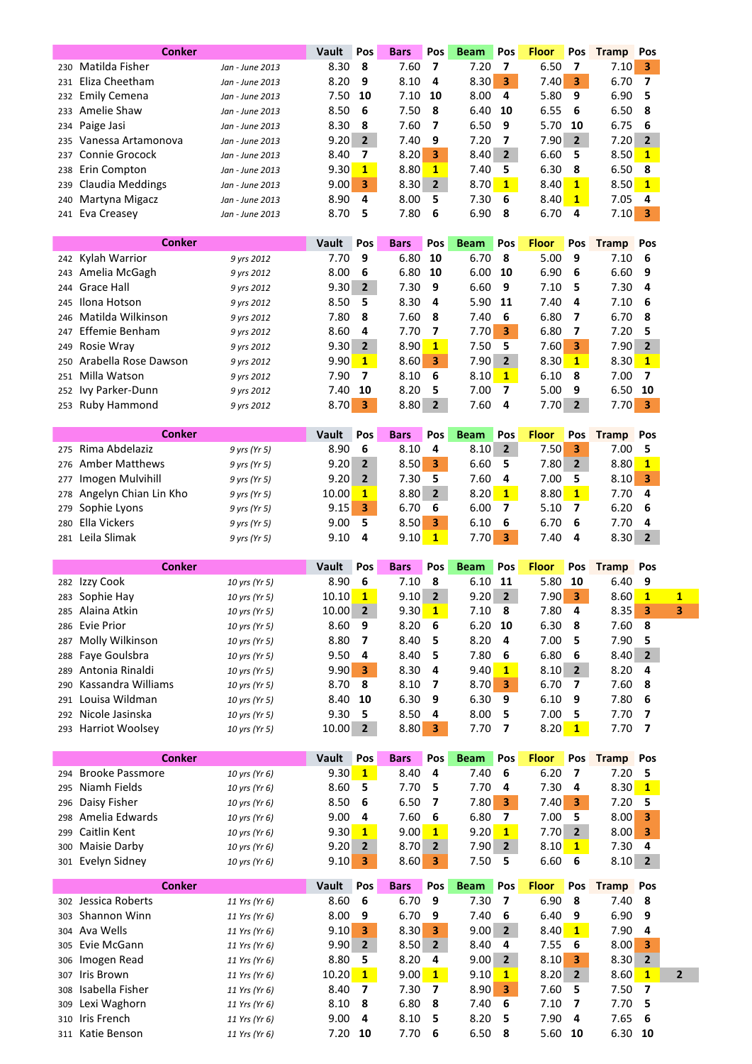| | Conker | | Vault | Pos | Bars | Pos | Beam | Pos | Floor | Pos | Tramp | Pos | |
|---|---|---|---|---|---|---|---|---|---|---|---|---|---|
| 230 | Matilda Fisher | Jan - June 2013 | 8.30 | 8 | 7.60 | 7 | 7.20 | 7 | 6.50 | 7 | 7.10 | 3 | |
| 231 | Eliza Cheetham | Jan - June 2013 | 8.20 | 9 | 8.10 | 4 | 8.30 | 3 | 7.40 | 3 | 6.70 | 7 | |
| 232 | Emily Cemena | Jan - June 2013 | 7.50 | 10 | 7.10 | 10 | 8.00 | 4 | 5.80 | 9 | 6.90 | 5 | |
| 233 | Amelie Shaw | Jan - June 2013 | 8.50 | 6 | 7.50 | 8 | 6.40 | 10 | 6.55 | 6 | 6.50 | 8 | |
| 234 | Paige Jasi | Jan - June 2013 | 8.30 | 8 | 7.60 | 7 | 6.50 | 9 | 5.70 | 10 | 6.75 | 6 | |
| 235 | Vanessa Artamonova | Jan - June 2013 | 9.20 | 2 | 7.40 | 9 | 7.20 | 7 | 7.90 | 2 | 7.20 | 2 | |
| 237 | Connie Grocock | Jan - June 2013 | 8.40 | 7 | 8.20 | 3 | 8.40 | 2 | 6.60 | 5 | 8.50 | 1 | |
| 238 | Erin Compton | Jan - June 2013 | 9.30 | 1 | 8.80 | 1 | 7.40 | 5 | 6.30 | 8 | 6.50 | 8 | |
| 239 | Claudia Meddings | Jan - June 2013 | 9.00 | 3 | 8.30 | 2 | 8.70 | 1 | 8.40 | 1 | 8.50 | 1 | |
| 240 | Martyna Migacz | Jan - June 2013 | 8.90 | 4 | 8.00 | 5 | 7.30 | 6 | 8.40 | 1 | 7.05 | 4 | |
| 241 | Eva Creasey | Jan - June 2013 | 8.70 | 5 | 7.80 | 6 | 6.90 | 8 | 6.70 | 4 | 7.10 | 3 | |

| | Conker | | Vault | Pos | Bars | Pos | Beam | Pos | Floor | Pos | Tramp | Pos | |
|---|---|---|---|---|---|---|---|---|---|---|---|---|---|
| 242 | Kylah Warrior | 9 yrs 2012 | 7.70 | 9 | 6.80 | 10 | 6.70 | 8 | 5.00 | 9 | 7.10 | 6 | |
| 243 | Amelia McGagh | 9 yrs 2012 | 8.00 | 6 | 6.80 | 10 | 6.00 | 10 | 6.90 | 6 | 6.60 | 9 | |
| 244 | Grace Hall | 9 yrs 2012 | 9.30 | 2 | 7.30 | 9 | 6.60 | 9 | 7.10 | 5 | 7.30 | 4 | |
| 245 | Ilona Hotson | 9 yrs 2012 | 8.50 | 5 | 8.30 | 4 | 5.90 | 11 | 7.40 | 4 | 7.10 | 6 | |
| 246 | Matilda Wilkinson | 9 yrs 2012 | 7.80 | 8 | 7.60 | 8 | 7.40 | 6 | 6.80 | 7 | 6.70 | 8 | |
| 247 | Effemie Benham | 9 yrs 2012 | 8.60 | 4 | 7.70 | 7 | 7.70 | 3 | 6.80 | 7 | 7.20 | 5 | |
| 249 | Rosie Wray | 9 yrs 2012 | 9.30 | 2 | 8.90 | 1 | 7.50 | 5 | 7.60 | 3 | 7.90 | 2 | |
| 250 | Arabella Rose Dawson | 9 yrs 2012 | 9.90 | 1 | 8.60 | 3 | 7.90 | 2 | 8.30 | 1 | 8.30 | 1 | |
| 251 | Milla Watson | 9 yrs 2012 | 7.90 | 7 | 8.10 | 6 | 8.10 | 1 | 6.10 | 8 | 7.00 | 7 | |
| 252 | Ivy Parker-Dunn | 9 yrs 2012 | 7.40 | 10 | 8.20 | 5 | 7.00 | 7 | 5.00 | 9 | 6.50 | 10 | |
| 253 | Ruby Hammond | 9 yrs 2012 | 8.70 | 3 | 8.80 | 2 | 7.60 | 4 | 7.70 | 2 | 7.70 | 3 | |

| | Conker | | Vault | Pos | Bars | Pos | Beam | Pos | Floor | Pos | Tramp | Pos | |
|---|---|---|---|---|---|---|---|---|---|---|---|---|---|
| 275 | Rima Abdelaziz | 9 yrs (Yr 5) | 8.90 | 6 | 8.10 | 4 | 8.10 | 2 | 7.50 | 3 | 7.00 | 5 | |
| 276 | Amber Matthews | 9 yrs (Yr 5) | 9.20 | 2 | 8.50 | 3 | 6.60 | 5 | 7.80 | 2 | 8.80 | 1 | |
| 277 | Imogen Mulvihill | 9 yrs (Yr 5) | 9.20 | 2 | 7.30 | 5 | 7.60 | 4 | 7.00 | 5 | 8.10 | 3 | |
| 278 | Angelyn Chian Lin Kho | 9 yrs (Yr 5) | 10.00 | 1 | 8.80 | 2 | 8.20 | 1 | 8.80 | 1 | 7.70 | 4 | |
| 279 | Sophie Lyons | 9 yrs (Yr 5) | 9.15 | 3 | 6.70 | 6 | 6.00 | 7 | 5.10 | 7 | 6.20 | 6 | |
| 280 | Ella Vickers | 9 yrs (Yr 5) | 9.00 | 5 | 8.50 | 3 | 6.10 | 6 | 6.70 | 6 | 7.70 | 4 | |
| 281 | Leila Slimak | 9 yrs (Yr 5) | 9.10 | 4 | 9.10 | 1 | 7.70 | 3 | 7.40 | 4 | 8.30 | 2 | |

| | Conker | | Vault | Pos | Bars | Pos | Beam | Pos | Floor | Pos | Tramp | Pos | |
|---|---|---|---|---|---|---|---|---|---|---|---|---|---|
| 282 | Izzy Cook | 10 yrs (Yr 5) | 8.90 | 6 | 7.10 | 8 | 6.10 | 11 | 5.80 | 10 | 6.40 | 9 | |
| 283 | Sophie Hay | 10 yrs (Yr 5) | 10.10 | 1 | 9.10 | 2 | 9.20 | 2 | 7.90 | 3 | 8.60 | 1 | 1 |
| 285 | Alaina Atkin | 10 yrs (Yr 5) | 10.00 | 2 | 9.30 | 1 | 7.10 | 8 | 7.80 | 4 | 8.35 | 3 | 3 |
| 286 | Evie Prior | 10 yrs (Yr 5) | 8.60 | 9 | 8.20 | 6 | 6.20 | 10 | 6.30 | 8 | 7.60 | 8 | |
| 287 | Molly Wilkinson | 10 yrs (Yr 5) | 8.80 | 7 | 8.40 | 5 | 8.20 | 4 | 7.00 | 5 | 7.90 | 5 | |
| 288 | Faye Goulsbra | 10 yrs (Yr 5) | 9.50 | 4 | 8.40 | 5 | 7.80 | 6 | 6.80 | 6 | 8.40 | 2 | |
| 289 | Antonia Rinaldi | 10 yrs (Yr 5) | 9.90 | 3 | 8.30 | 4 | 9.40 | 1 | 8.10 | 2 | 8.20 | 4 | |
| 290 | Kassandra Williams | 10 yrs (Yr 5) | 8.70 | 8 | 8.10 | 7 | 8.70 | 3 | 6.70 | 7 | 7.60 | 8 | |
| 291 | Louisa Wildman | 10 yrs (Yr 5) | 8.40 | 10 | 6.30 | 9 | 6.30 | 9 | 6.10 | 9 | 7.80 | 6 | |
| 292 | Nicole Jasinska | 10 yrs (Yr 5) | 9.30 | 5 | 8.50 | 4 | 8.00 | 5 | 7.00 | 5 | 7.70 | 7 | |
| 293 | Harriot Woolsey | 10 yrs (Yr 5) | 10.00 | 2 | 8.80 | 3 | 7.70 | 7 | 8.20 | 1 | 7.70 | 7 | |

| | Conker | | Vault | Pos | Bars | Pos | Beam | Pos | Floor | Pos | Tramp | Pos | |
|---|---|---|---|---|---|---|---|---|---|---|---|---|---|
| 294 | Brooke Passmore | 10 yrs (Yr 6) | 9.30 | 1 | 8.40 | 4 | 7.40 | 6 | 6.20 | 7 | 7.20 | 5 | |
| 295 | Niamh Fields | 10 yrs (Yr 6) | 8.60 | 5 | 7.70 | 5 | 7.70 | 4 | 7.30 | 4 | 8.30 | 1 | |
| 296 | Daisy Fisher | 10 yrs (Yr 6) | 8.50 | 6 | 6.50 | 7 | 7.80 | 3 | 7.40 | 3 | 7.20 | 5 | |
| 298 | Amelia Edwards | 10 yrs (Yr 6) | 9.00 | 4 | 7.60 | 6 | 6.80 | 7 | 7.00 | 5 | 8.00 | 3 | |
| 299 | Caitlin Kent | 10 yrs (Yr 6) | 9.30 | 1 | 9.00 | 1 | 9.20 | 1 | 7.70 | 2 | 8.00 | 3 | |
| 300 | Maisie Darby | 10 yrs (Yr 6) | 9.20 | 2 | 8.70 | 2 | 7.90 | 2 | 8.10 | 1 | 7.30 | 4 | |
| 301 | Evelyn Sidney | 10 yrs (Yr 6) | 9.10 | 3 | 8.60 | 3 | 7.50 | 5 | 6.60 | 6 | 8.10 | 2 | |

| | Conker | | Vault | Pos | Bars | Pos | Beam | Pos | Floor | Pos | Tramp | Pos | |
|---|---|---|---|---|---|---|---|---|---|---|---|---|---|
| 302 | Jessica Roberts | 11 Yrs (Yr 6) | 8.60 | 6 | 6.70 | 9 | 7.30 | 7 | 6.90 | 8 | 7.40 | 8 | |
| 303 | Shannon Winn | 11 Yrs (Yr 6) | 8.00 | 9 | 6.70 | 9 | 7.40 | 6 | 6.40 | 9 | 6.90 | 9 | |
| 304 | Ava Wells | 11 Yrs (Yr 6) | 9.10 | 3 | 8.30 | 3 | 9.00 | 2 | 8.40 | 1 | 7.90 | 4 | |
| 305 | Evie McGann | 11 Yrs (Yr 6) | 9.90 | 2 | 8.50 | 2 | 8.40 | 4 | 7.55 | 6 | 8.00 | 3 | |
| 306 | Imogen Read | 11 Yrs (Yr 6) | 8.80 | 5 | 8.20 | 4 | 9.00 | 2 | 8.10 | 3 | 8.30 | 2 | |
| 307 | Iris Brown | 11 Yrs (Yr 6) | 10.20 | 1 | 9.00 | 1 | 9.10 | 1 | 8.20 | 2 | 8.60 | 1 | 2 |
| 308 | Isabella Fisher | 11 Yrs (Yr 6) | 8.40 | 7 | 7.30 | 7 | 8.90 | 3 | 7.60 | 5 | 7.50 | 7 | |
| 309 | Lexi Waghorn | 11 Yrs (Yr 6) | 8.10 | 8 | 6.80 | 8 | 7.40 | 6 | 7.10 | 7 | 7.70 | 5 | |
| 310 | Iris French | 11 Yrs (Yr 6) | 9.00 | 4 | 8.10 | 5 | 8.20 | 5 | 7.90 | 4 | 7.65 | 6 | |
| 311 | Katie Benson | 11 Yrs (Yr 6) | 7.20 | 10 | 7.70 | 6 | 6.50 | 8 | 5.60 | 10 | 6.30 | 10 | |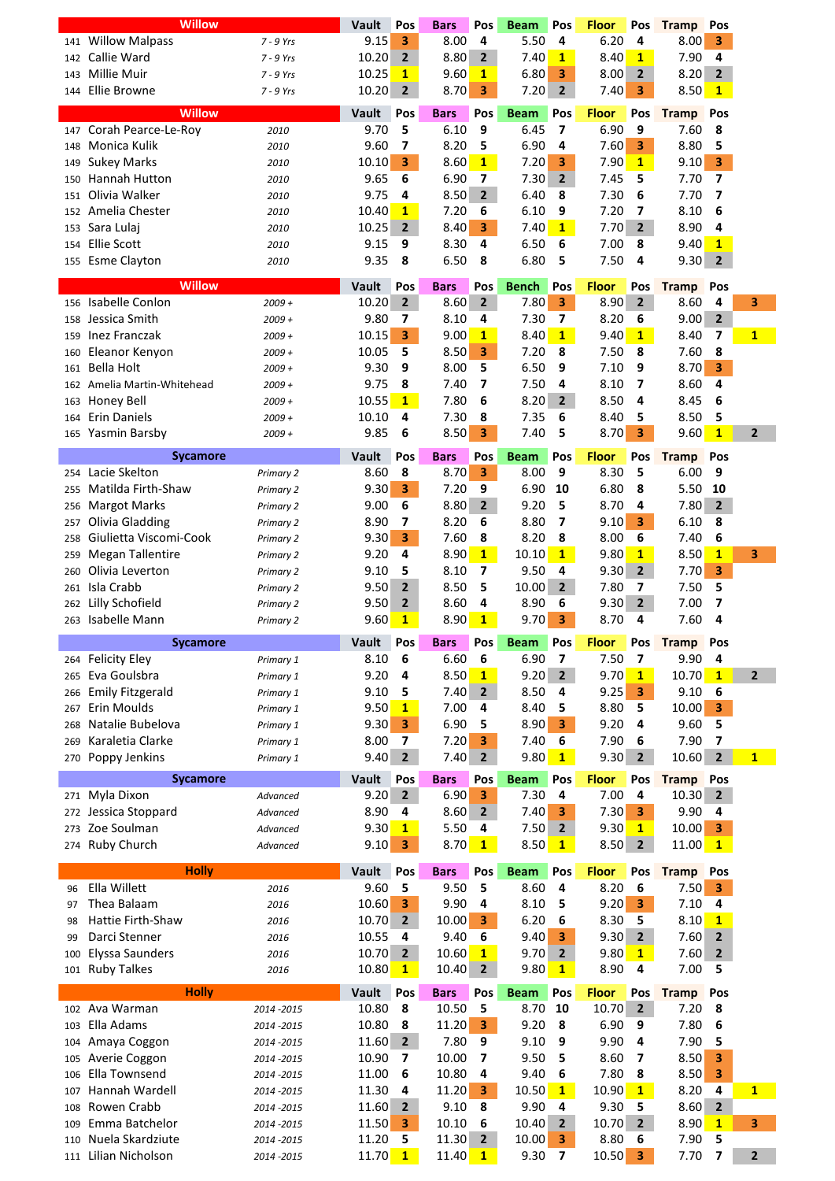| # | Willow | | Vault | Pos | Bars | Pos | Beam | Pos | Floor | Pos | Tramp | Pos |
|---|---|---|---|---|---|---|---|---|---|---|---|---|
| 141 | Willow Malpass | 7 - 9 Yrs | 9.15 | 3 | 8.00 | 4 | 5.50 | 4 | 6.20 | 4 | 8.00 | 3 |
| 142 | Callie Ward | 7 - 9 Yrs | 10.20 | 2 | 8.80 | 2 | 7.40 | 1 | 8.40 | 1 | 7.90 | 4 |
| 143 | Millie Muir | 7 - 9 Yrs | 10.25 | 1 | 9.60 | 1 | 6.80 | 3 | 8.00 | 2 | 8.20 | 2 |
| 144 | Ellie Browne | 7 - 9 Yrs | 10.20 | 2 | 8.70 | 3 | 7.20 | 2 | 7.40 | 3 | 8.50 | 1 |

| # | Willow | | Vault | Pos | Bars | Pos | Beam | Pos | Floor | Pos | Tramp | Pos |
|---|---|---|---|---|---|---|---|---|---|---|---|---|
| 147 | Corah Pearce-Le-Roy | 2010 | 9.70 | 5 | 6.10 | 9 | 6.45 | 7 | 6.90 | 9 | 7.60 | 8 |
| 148 | Monica Kulik | 2010 | 9.60 | 7 | 8.20 | 5 | 6.90 | 4 | 7.60 | 3 | 8.80 | 5 |
| 149 | Sukey Marks | 2010 | 10.10 | 3 | 8.60 | 1 | 7.20 | 3 | 7.90 | 1 | 9.10 | 3 |
| 150 | Hannah Hutton | 2010 | 9.65 | 6 | 6.90 | 7 | 7.30 | 2 | 7.45 | 5 | 7.70 | 7 |
| 151 | Olivia Walker | 2010 | 9.75 | 4 | 8.50 | 2 | 6.40 | 8 | 7.30 | 6 | 7.70 | 7 |
| 152 | Amelia Chester | 2010 | 10.40 | 1 | 7.20 | 6 | 6.10 | 9 | 7.20 | 7 | 8.10 | 6 |
| 153 | Sara Lulaj | 2010 | 10.25 | 2 | 8.40 | 3 | 7.40 | 1 | 7.70 | 2 | 8.90 | 4 |
| 154 | Ellie Scott | 2010 | 9.15 | 9 | 8.30 | 4 | 6.50 | 6 | 7.00 | 8 | 9.40 | 1 |
| 155 | Esme Clayton | 2010 | 9.35 | 8 | 6.50 | 8 | 6.80 | 5 | 7.50 | 4 | 9.30 | 2 |

| # | Willow | | Vault | Pos | Bars | Pos | Bench | Pos | Floor | Pos | Tramp | Pos | |
|---|---|---|---|---|---|---|---|---|---|---|---|---|---|
| 156 | Isabelle Conlon | 2009 + | 10.20 | 2 | 8.60 | 2 | 7.80 | 3 | 8.90 | 2 | 8.60 | 4 | 3 |
| 158 | Jessica Smith | 2009 + | 9.80 | 7 | 8.10 | 4 | 7.30 | 7 | 8.20 | 6 | 9.00 | 2 | |
| 159 | Inez Franczak | 2009 + | 10.15 | 3 | 9.00 | 1 | 8.40 | 1 | 9.40 | 1 | 8.40 | 7 | 1 |
| 160 | Eleanor Kenyon | 2009 + | 10.05 | 5 | 8.50 | 3 | 7.20 | 8 | 7.50 | 8 | 7.60 | 8 | |
| 161 | Bella Holt | 2009 + | 9.30 | 9 | 8.00 | 5 | 6.50 | 9 | 7.10 | 9 | 8.70 | 3 | |
| 162 | Amelia Martin-Whitehead | 2009 + | 9.75 | 8 | 7.40 | 7 | 7.50 | 4 | 8.10 | 7 | 8.60 | 4 | |
| 163 | Honey Bell | 2009 + | 10.55 | 1 | 7.80 | 6 | 8.20 | 2 | 8.50 | 4 | 8.45 | 6 | |
| 164 | Erin Daniels | 2009 + | 10.10 | 4 | 7.30 | 8 | 7.35 | 6 | 8.40 | 5 | 8.50 | 5 | |
| 165 | Yasmin Barsby | 2009 + | 9.85 | 6 | 8.50 | 3 | 7.40 | 5 | 8.70 | 3 | 9.60 | 1 | 2 |

| # | Sycamore | | Vault | Pos | Bars | Pos | Beam | Pos | Floor | Pos | Tramp | Pos | |
|---|---|---|---|---|---|---|---|---|---|---|---|---|---|
| 254 | Lacie Skelton | Primary 2 | 8.60 | 8 | 8.70 | 3 | 8.00 | 9 | 8.30 | 5 | 6.00 | 9 | |
| 255 | Matilda Firth-Shaw | Primary 2 | 9.30 | 3 | 7.20 | 9 | 6.90 | 10 | 6.80 | 8 | 5.50 | 10 | |
| 256 | Margot Marks | Primary 2 | 9.00 | 6 | 8.80 | 2 | 9.20 | 5 | 8.70 | 4 | 7.80 | 2 | |
| 257 | Olivia Gladding | Primary 2 | 8.90 | 7 | 8.20 | 6 | 8.80 | 7 | 9.10 | 3 | 6.10 | 8 | |
| 258 | Giulietta Viscomi-Cook | Primary 2 | 9.30 | 3 | 7.60 | 8 | 8.20 | 8 | 8.00 | 6 | 7.40 | 6 | |
| 259 | Megan Tallentire | Primary 2 | 9.20 | 4 | 8.90 | 1 | 10.10 | 1 | 9.80 | 1 | 8.50 | 1 | 3 |
| 260 | Olivia Leverton | Primary 2 | 9.10 | 5 | 8.10 | 7 | 9.50 | 4 | 9.30 | 2 | 7.70 | 3 | |
| 261 | Isla Crabb | Primary 2 | 9.50 | 2 | 8.50 | 5 | 10.00 | 2 | 7.80 | 7 | 7.50 | 5 | |
| 262 | Lilly Schofield | Primary 2 | 9.50 | 2 | 8.60 | 4 | 8.90 | 6 | 9.30 | 2 | 7.00 | 7 | |
| 263 | Isabelle Mann | Primary 2 | 9.60 | 1 | 8.90 | 1 | 9.70 | 3 | 8.70 | 4 | 7.60 | 4 | |

| # | Sycamore | | Vault | Pos | Bars | Pos | Beam | Pos | Floor | Pos | Tramp | Pos | |
|---|---|---|---|---|---|---|---|---|---|---|---|---|---|
| 264 | Felicity Eley | Primary 1 | 8.10 | 6 | 6.60 | 6 | 6.90 | 7 | 7.50 | 7 | 9.90 | 4 | |
| 265 | Eva Goulsbra | Primary 1 | 9.20 | 4 | 8.50 | 1 | 9.20 | 2 | 9.70 | 1 | 10.70 | 1 | 2 |
| 266 | Emily Fitzgerald | Primary 1 | 9.10 | 5 | 7.40 | 2 | 8.50 | 4 | 9.25 | 3 | 9.10 | 6 | |
| 267 | Erin Moulds | Primary 1 | 9.50 | 1 | 7.00 | 4 | 8.40 | 5 | 8.80 | 5 | 10.00 | 3 | |
| 268 | Natalie Bubelova | Primary 1 | 9.30 | 3 | 6.90 | 5 | 8.90 | 3 | 9.20 | 4 | 9.60 | 5 | |
| 269 | Karaletia Clarke | Primary 1 | 8.00 | 7 | 7.20 | 3 | 7.40 | 6 | 7.90 | 6 | 7.90 | 7 | |
| 270 | Poppy Jenkins | Primary 1 | 9.40 | 2 | 7.40 | 2 | 9.80 | 1 | 9.30 | 2 | 10.60 | 2 | 1 |

| # | Sycamore | | Vault | Pos | Bars | Pos | Beam | Pos | Floor | Pos | Tramp | Pos |
|---|---|---|---|---|---|---|---|---|---|---|---|---|
| 271 | Myla Dixon | Advanced | 9.20 | 2 | 6.90 | 3 | 7.30 | 4 | 7.00 | 4 | 10.30 | 2 |
| 272 | Jessica Stoppard | Advanced | 8.90 | 4 | 8.60 | 2 | 7.40 | 3 | 7.30 | 3 | 9.90 | 4 |
| 273 | Zoe Soulman | Advanced | 9.30 | 1 | 5.50 | 4 | 7.50 | 2 | 9.30 | 1 | 10.00 | 3 |
| 274 | Ruby Church | Advanced | 9.10 | 3 | 8.70 | 1 | 8.50 | 1 | 8.50 | 2 | 11.00 | 1 |

| # | Holly | | Vault | Pos | Bars | Pos | Beam | Pos | Floor | Pos | Tramp | Pos |
|---|---|---|---|---|---|---|---|---|---|---|---|---|
| 96 | Ella Willett | 2016 | 9.60 | 5 | 9.50 | 5 | 8.60 | 4 | 8.20 | 6 | 7.50 | 3 |
| 97 | Thea Balaam | 2016 | 10.60 | 3 | 9.90 | 4 | 8.10 | 5 | 9.20 | 3 | 7.10 | 4 |
| 98 | Hattie Firth-Shaw | 2016 | 10.70 | 2 | 10.00 | 3 | 6.20 | 6 | 8.30 | 5 | 8.10 | 1 |
| 99 | Darci Stenner | 2016 | 10.55 | 4 | 9.40 | 6 | 9.40 | 3 | 9.30 | 2 | 7.60 | 2 |
| 100 | Elyssa Saunders | 2016 | 10.70 | 2 | 10.60 | 1 | 9.70 | 2 | 9.80 | 1 | 7.60 | 2 |
| 101 | Ruby Talkes | 2016 | 10.80 | 1 | 10.40 | 2 | 9.80 | 1 | 8.90 | 4 | 7.00 | 5 |

| # | Holly | | Vault | Pos | Bars | Pos | Beam | Pos | Floor | Pos | Tramp | Pos | |
|---|---|---|---|---|---|---|---|---|---|---|---|---|---|
| 102 | Ava Warman | 2014 -2015 | 10.80 | 8 | 10.50 | 5 | 8.70 | 10 | 10.70 | 2 | 7.20 | 8 | |
| 103 | Ella Adams | 2014 -2015 | 10.80 | 8 | 11.20 | 3 | 9.20 | 8 | 6.90 | 9 | 7.80 | 6 | |
| 104 | Amaya Coggon | 2014 -2015 | 11.60 | 2 | 7.80 | 9 | 9.10 | 9 | 9.90 | 4 | 7.90 | 5 | |
| 105 | Averie Coggon | 2014 -2015 | 10.90 | 7 | 10.00 | 7 | 9.50 | 5 | 8.60 | 7 | 8.50 | 3 | |
| 106 | Ella Townsend | 2014 -2015 | 11.00 | 6 | 10.80 | 4 | 9.40 | 6 | 7.80 | 8 | 8.50 | 3 | |
| 107 | Hannah Wardell | 2014 -2015 | 11.30 | 4 | 11.20 | 3 | 10.50 | 1 | 10.90 | 1 | 8.20 | 4 | 1 |
| 108 | Rowen Crabb | 2014 -2015 | 11.60 | 2 | 9.10 | 8 | 9.90 | 4 | 9.30 | 5 | 8.60 | 2 | |
| 109 | Emma Batchelor | 2014 -2015 | 11.50 | 3 | 10.10 | 6 | 10.40 | 2 | 10.70 | 2 | 8.90 | 1 | 3 |
| 110 | Nuela Skardziute | 2014 -2015 | 11.20 | 5 | 11.30 | 2 | 10.00 | 3 | 8.80 | 6 | 7.90 | 5 | |
| 111 | Lilian Nicholson | 2014 -2015 | 11.70 | 1 | 11.40 | 1 | 9.30 | 7 | 10.50 | 3 | 7.70 | 7 | 2 |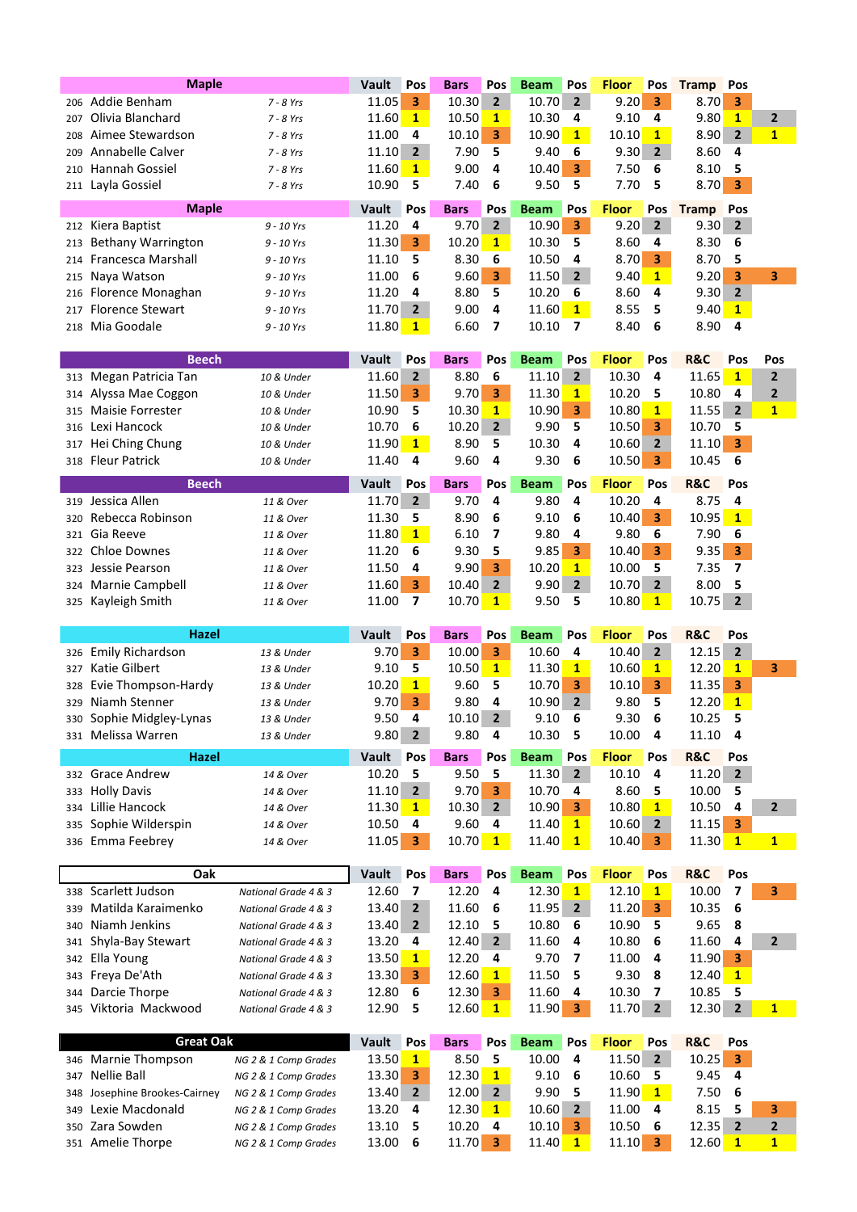| Maple | | | Vault | Pos | Bars | Pos | Beam | Pos | Floor | Pos | Tramp | Pos | |
|---|---|---|---|---|---|---|---|---|---|---|---|---|---|
| 206 | Addie Benham | 7 - 8 Yrs | 11.05 | 3 | 10.30 | 2 | 10.70 | 2 | 9.20 | 3 | 8.70 | 3 | |
| 207 | Olivia Blanchard | 7 - 8 Yrs | 11.60 | 1 | 10.50 | 1 | 10.30 | 4 | 9.10 | 4 | 9.80 | 1 | 2 |
| 208 | Aimee Stewardson | 7 - 8 Yrs | 11.00 | 4 | 10.10 | 3 | 10.90 | 1 | 10.10 | 1 | 8.90 | 2 | 1 |
| 209 | Annabelle Calver | 7 - 8 Yrs | 11.10 | 2 | 7.90 | 5 | 9.40 | 6 | 9.30 | 2 | 8.60 | 4 | |
| 210 | Hannah Gossiel | 7 - 8 Yrs | 11.60 | 1 | 9.00 | 4 | 10.40 | 3 | 7.50 | 6 | 8.10 | 5 | |
| 211 | Layla Gossiel | 7 - 8 Yrs | 10.90 | 5 | 7.40 | 6 | 9.50 | 5 | 7.70 | 5 | 8.70 | 3 | |

| Maple | | | Vault | Pos | Bars | Pos | Beam | Pos | Floor | Pos | Tramp | Pos | |
|---|---|---|---|---|---|---|---|---|---|---|---|---|---|
| 212 | Kiera Baptist | 9 - 10 Yrs | 11.20 | 4 | 9.70 | 2 | 10.90 | 3 | 9.20 | 2 | 9.30 | 2 | |
| 213 | Bethany Warrington | 9 - 10 Yrs | 11.30 | 3 | 10.20 | 1 | 10.30 | 5 | 8.60 | 4 | 8.30 | 6 | |
| 214 | Francesca Marshall | 9 - 10 Yrs | 11.10 | 5 | 8.30 | 6 | 10.50 | 4 | 8.70 | 3 | 8.70 | 5 | |
| 215 | Naya Watson | 9 - 10 Yrs | 11.00 | 6 | 9.60 | 3 | 11.50 | 2 | 9.40 | 1 | 9.20 | 3 | 3 |
| 216 | Florence Monaghan | 9 - 10 Yrs | 11.20 | 4 | 8.80 | 5 | 10.20 | 6 | 8.60 | 4 | 9.30 | 2 | |
| 217 | Florence Stewart | 9 - 10 Yrs | 11.70 | 2 | 9.00 | 4 | 11.60 | 1 | 8.55 | 5 | 9.40 | 1 | |
| 218 | Mia Goodale | 9 - 10 Yrs | 11.80 | 1 | 6.60 | 7 | 10.10 | 7 | 8.40 | 6 | 8.90 | 4 | |

| Beech | | | Vault | Pos | Bars | Pos | Beam | Pos | Floor | Pos | R&C | Pos | Pos |
|---|---|---|---|---|---|---|---|---|---|---|---|---|---|
| 313 | Megan Patricia Tan | 10 & Under | 11.60 | 2 | 8.80 | 6 | 11.10 | 2 | 10.30 | 4 | 11.65 | 1 | 2 |
| 314 | Alyssa Mae Coggon | 10 & Under | 11.50 | 3 | 9.70 | 3 | 11.30 | 1 | 10.20 | 5 | 10.80 | 4 | 2 |
| 315 | Maisie Forrester | 10 & Under | 10.90 | 5 | 10.30 | 1 | 10.90 | 3 | 10.80 | 1 | 11.55 | 2 | 1 |
| 316 | Lexi Hancock | 10 & Under | 10.70 | 6 | 10.20 | 2 | 9.90 | 5 | 10.50 | 3 | 10.70 | 5 | |
| 317 | Hei Ching Chung | 10 & Under | 11.90 | 1 | 8.90 | 5 | 10.30 | 4 | 10.60 | 2 | 11.10 | 3 | |
| 318 | Fleur Patrick | 10 & Under | 11.40 | 4 | 9.60 | 4 | 9.30 | 6 | 10.50 | 3 | 10.45 | 6 | |

| Beech | | | Vault | Pos | Bars | Pos | Beam | Pos | Floor | Pos | R&C | Pos | |
|---|---|---|---|---|---|---|---|---|---|---|---|---|---|
| 319 | Jessica Allen | 11 & Over | 11.70 | 2 | 9.70 | 4 | 9.80 | 4 | 10.20 | 4 | 8.75 | 4 | |
| 320 | Rebecca Robinson | 11 & Over | 11.30 | 5 | 8.90 | 6 | 9.10 | 6 | 10.40 | 3 | 10.95 | 1 | |
| 321 | Gia Reeve | 11 & Over | 11.80 | 1 | 6.10 | 7 | 9.80 | 4 | 9.80 | 6 | 7.90 | 6 | |
| 322 | Chloe Downes | 11 & Over | 11.20 | 6 | 9.30 | 5 | 9.85 | 3 | 10.40 | 3 | 9.35 | 3 | |
| 323 | Jessie Pearson | 11 & Over | 11.50 | 4 | 9.90 | 3 | 10.20 | 1 | 10.00 | 5 | 7.35 | 7 | |
| 324 | Marnie Campbell | 11 & Over | 11.60 | 3 | 10.40 | 2 | 9.90 | 2 | 10.70 | 2 | 8.00 | 5 | |
| 325 | Kayleigh Smith | 11 & Over | 11.00 | 7 | 10.70 | 1 | 9.50 | 5 | 10.80 | 1 | 10.75 | 2 | |

| Hazel | | | Vault | Pos | Bars | Pos | Beam | Pos | Floor | Pos | R&C | Pos | |
|---|---|---|---|---|---|---|---|---|---|---|---|---|---|
| 326 | Emily Richardson | 13 & Under | 9.70 | 3 | 10.00 | 3 | 10.60 | 4 | 10.40 | 2 | 12.15 | 2 | |
| 327 | Katie Gilbert | 13 & Under | 9.10 | 5 | 10.50 | 1 | 11.30 | 1 | 10.60 | 1 | 12.20 | 1 | 3 |
| 328 | Evie Thompson-Hardy | 13 & Under | 10.20 | 1 | 9.60 | 5 | 10.70 | 3 | 10.10 | 3 | 11.35 | 3 | |
| 329 | Niamh Stenner | 13 & Under | 9.70 | 3 | 9.80 | 4 | 10.90 | 2 | 9.80 | 5 | 12.20 | 1 | |
| 330 | Sophie Midgley-Lynas | 13 & Under | 9.50 | 4 | 10.10 | 2 | 9.10 | 6 | 9.30 | 6 | 10.25 | 5 | |
| 331 | Melissa Warren | 13 & Under | 9.80 | 2 | 9.80 | 4 | 10.30 | 5 | 10.00 | 4 | 11.10 | 4 | |

| Hazel | | | Vault | Pos | Bars | Pos | Beam | Pos | Floor | Pos | R&C | Pos | |
|---|---|---|---|---|---|---|---|---|---|---|---|---|---|
| 332 | Grace Andrew | 14 & Over | 10.20 | 5 | 9.50 | 5 | 11.30 | 2 | 10.10 | 4 | 11.20 | 2 | |
| 333 | Holly Davis | 14 & Over | 11.10 | 2 | 9.70 | 3 | 10.70 | 4 | 8.60 | 5 | 10.00 | 5 | |
| 334 | Lillie Hancock | 14 & Over | 11.30 | 1 | 10.30 | 2 | 10.90 | 3 | 10.80 | 1 | 10.50 | 4 | 2 |
| 335 | Sophie Wilderspin | 14 & Over | 10.50 | 4 | 9.60 | 4 | 11.40 | 1 | 10.60 | 2 | 11.15 | 3 | |
| 336 | Emma Feebrey | 14 & Over | 11.05 | 3 | 10.70 | 1 | 11.40 | 1 | 10.40 | 3 | 11.30 | 1 | 1 |

| Oak | | | Vault | Pos | Bars | Pos | Beam | Pos | Floor | Pos | R&C | Pos | |
|---|---|---|---|---|---|---|---|---|---|---|---|---|---|
| 338 | Scarlett Judson | National Grade 4 & 3 | 12.60 | 7 | 12.20 | 4 | 12.30 | 1 | 12.10 | 1 | 10.00 | 7 | 3 |
| 339 | Matilda Karaimenko | National Grade 4 & 3 | 13.40 | 2 | 11.60 | 6 | 11.95 | 2 | 11.20 | 3 | 10.35 | 6 | |
| 340 | Niamh Jenkins | National Grade 4 & 3 | 13.40 | 2 | 12.10 | 5 | 10.80 | 6 | 10.90 | 5 | 9.65 | 8 | |
| 341 | Shyla-Bay Stewart | National Grade 4 & 3 | 13.20 | 4 | 12.40 | 2 | 11.60 | 4 | 10.80 | 6 | 11.60 | 4 | 2 |
| 342 | Ella Young | National Grade 4 & 3 | 13.50 | 1 | 12.20 | 4 | 9.70 | 7 | 11.00 | 4 | 11.90 | 3 | |
| 343 | Freya De'Ath | National Grade 4 & 3 | 13.30 | 3 | 12.60 | 1 | 11.50 | 5 | 9.30 | 8 | 12.40 | 1 | |
| 344 | Darcie Thorpe | National Grade 4 & 3 | 12.80 | 6 | 12.30 | 3 | 11.60 | 4 | 10.30 | 7 | 10.85 | 5 | |
| 345 | Viktoria Mackwood | National Grade 4 & 3 | 12.90 | 5 | 12.60 | 1 | 11.90 | 3 | 11.70 | 2 | 12.30 | 2 | 1 |

| Great Oak | | | Vault | Pos | Bars | Pos | Beam | Pos | Floor | Pos | R&C | Pos | |
|---|---|---|---|---|---|---|---|---|---|---|---|---|---|
| 346 | Marnie Thompson | NG 2 & 1 Comp Grades | 13.50 | 1 | 8.50 | 5 | 10.00 | 4 | 11.50 | 2 | 10.25 | 3 | |
| 347 | Nellie Ball | NG 2 & 1 Comp Grades | 13.30 | 3 | 12.30 | 1 | 9.10 | 6 | 10.60 | 5 | 9.45 | 4 | |
| 348 | Josephine Brookes-Cairney | NG 2 & 1 Comp Grades | 13.40 | 2 | 12.00 | 2 | 9.90 | 5 | 11.90 | 1 | 7.50 | 6 | |
| 349 | Lexie Macdonald | NG 2 & 1 Comp Grades | 13.20 | 4 | 12.30 | 1 | 10.60 | 2 | 11.00 | 4 | 8.15 | 5 | 3 |
| 350 | Zara Sowden | NG 2 & 1 Comp Grades | 13.10 | 5 | 10.20 | 4 | 10.10 | 3 | 10.50 | 6 | 12.35 | 2 | 2 |
| 351 | Amelie Thorpe | NG 2 & 1 Comp Grades | 13.00 | 6 | 11.70 | 3 | 11.40 | 1 | 11.10 | 3 | 12.60 | 1 | 1 |